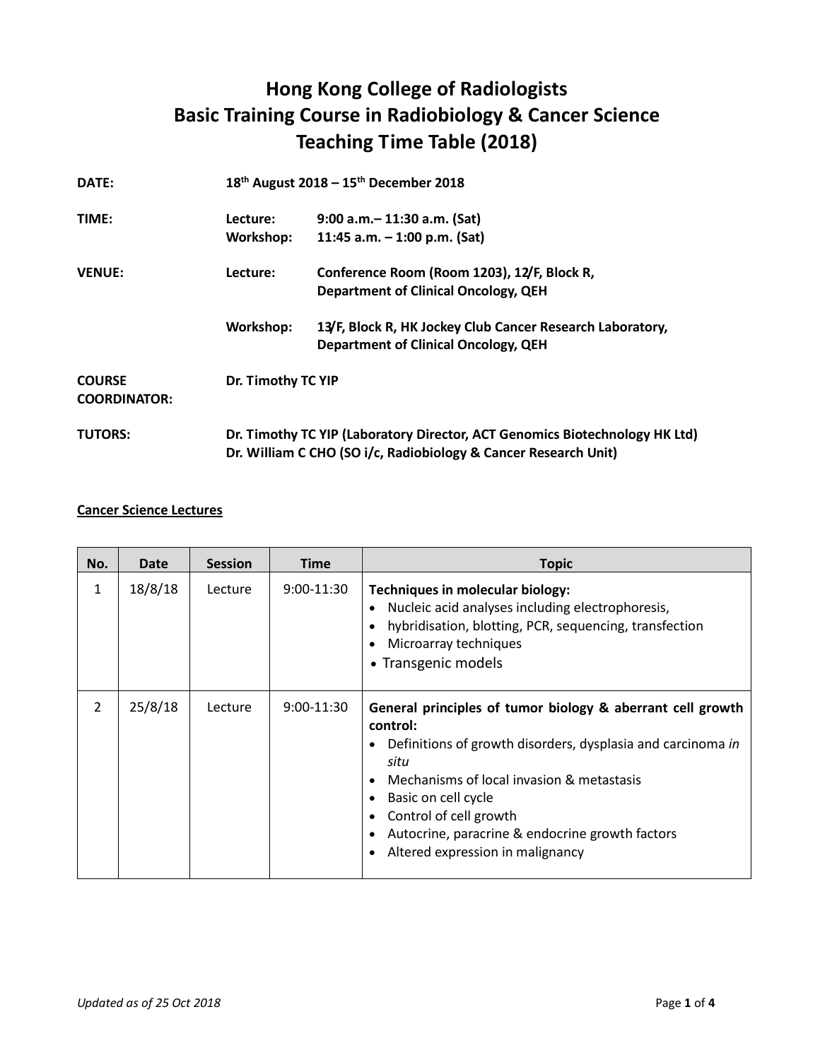# Hong Kong College of Radiologists
# Basic Training Course in Radiobiology & Cancer Science
# Teaching Time Table (2018)

**DATE:** **18th August 2018 – 15th December 2018**

**TIME:**
**Lecture:** **9:00 a.m.– 11:30 a.m. (Sat)**
**Workshop:** **11:45 a.m. – 1:00 p.m. (Sat)**

**VENUE:**
**Lecture:** **Conference Room (Room 1203), 12/F, Block R, Department of Clinical Oncology, QEH**

**Workshop:** **13/F, Block R, HK Jockey Club Cancer Research Laboratory, Department of Clinical Oncology, QEH**

**COURSE COORDINATOR:** **Dr. Timothy TC YIP**

**TUTORS:**
**Dr. Timothy TC YIP (Laboratory Director, ACT Genomics Biotechnology HK Ltd)**
**Dr. William C CHO (SO i/c, Radiobiology & Cancer Research Unit)**

**Cancer Science Lectures**

| No. | Date | Session | Time | Topic |
|---|---|---|---|---|
| 1 | 18/8/18 | Lecture | 9:00-11:30 | **Techniques in molecular biology:**<br>• Nucleic acid analyses including electrophoresis,<br>• hybridisation, blotting, PCR, sequencing, transfection<br>• Microarray techniques<br>• Transgenic models |
| 2 | 25/8/18 | Lecture | 9:00-11:30 | **General principles of tumor biology & aberrant cell growth control:**<br>• Definitions of growth disorders, dysplasia and carcinoma *in situ*<br>• Mechanisms of local invasion & metastasis<br>• Basic on cell cycle<br>• Control of cell growth<br>• Autocrine, paracrine & endocrine growth factors<br>• Altered expression in malignancy |

*Updated as of 25 Oct 2018*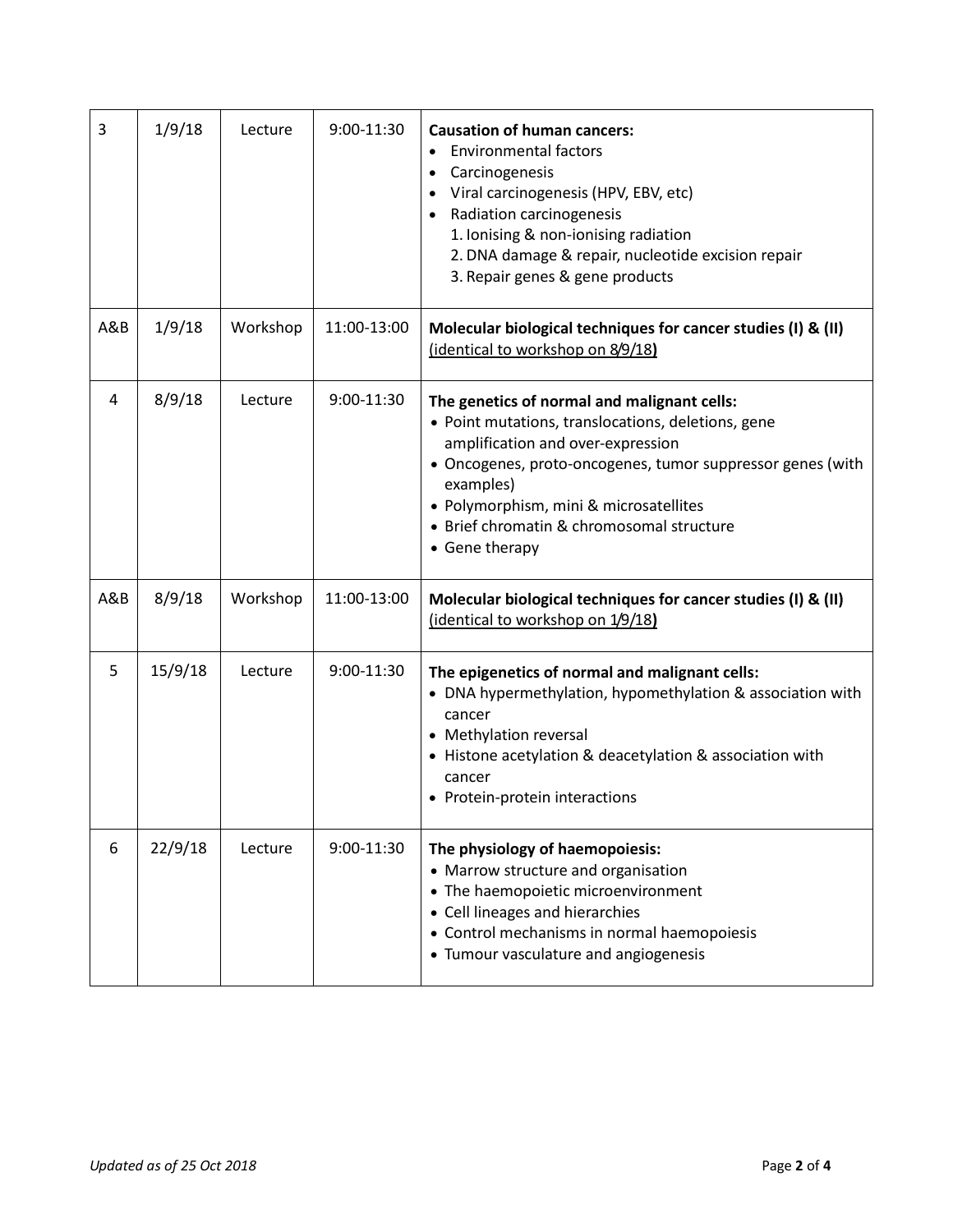| 3 | 1/9/18 | Lecture | 9:00-11:30 | **Causation of human cancers:**<br>• Environmental factors<br>• Carcinogenesis<br>• Viral carcinogenesis (HPV, EBV, etc)<br>• Radiation carcinogenesis<br>1. Ionising & non-ionising radiation<br>2. DNA damage & repair, nucleotide excision repair<br>3. Repair genes & gene products |
|---|---|---|---|---|
| A&B | 1/9/18 | Workshop | 11:00-13:00 | **Molecular biological techniques for cancer studies (I) & (II)** (identical to workshop on 8/9/18**)** |
| 4 | 8/9/18 | Lecture | 9:00-11:30 | **The genetics of normal and malignant cells:**<br>• Point mutations, translocations, deletions, gene amplification and over-expression<br>• Oncogenes, proto-oncogenes, tumor suppressor genes (with examples)<br>• Polymorphism, mini & microsatellites<br>• Brief chromatin & chromosomal structure<br>• Gene therapy |
| A&B | 8/9/18 | Workshop | 11:00-13:00 | **Molecular biological techniques for cancer studies (I) & (II)** (identical to workshop on 1/9/18**)** |
| 5 | 15/9/18 | Lecture | 9:00-11:30 | **The epigenetics of normal and malignant cells:**<br>• DNA hypermethylation, hypomethylation & association with cancer<br>• Methylation reversal<br>• Histone acetylation & deacetylation & association with cancer<br>• Protein-protein interactions |
| 6 | 22/9/18 | Lecture | 9:00-11:30 | **The physiology of haemopoiesis:**<br>• Marrow structure and organisation<br>• The haemopoietic microenvironment<br>• Cell lineages and hierarchies<br>• Control mechanisms in normal haemopoiesis<br>• Tumour vasculature and angiogenesis |

*Updated as of 25 Oct 2018*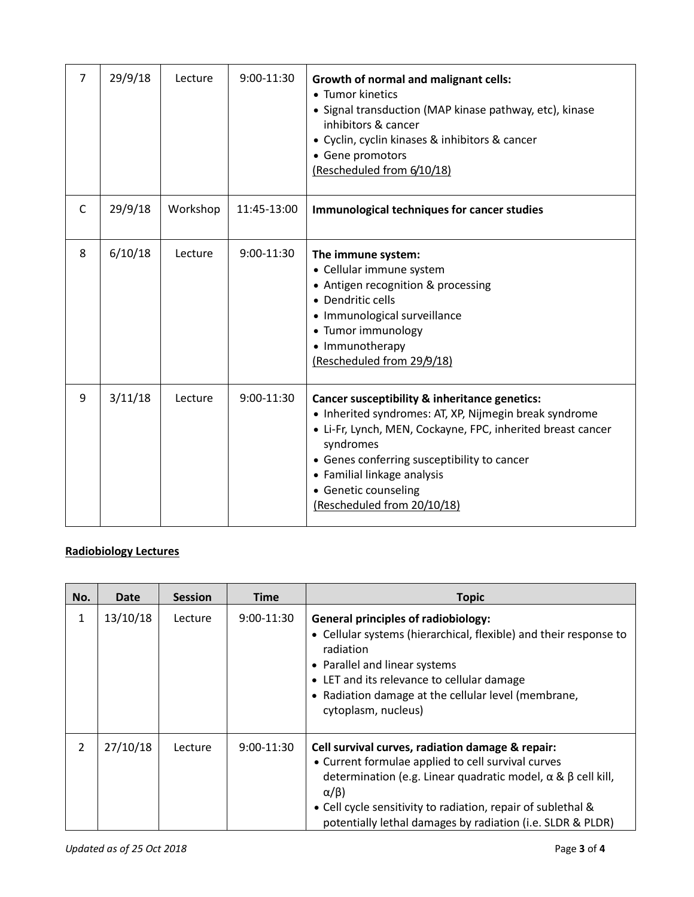| | | | | |
|---|---|---|---|---|
| 7 | 29/9/18 | Lecture | 9:00-11:30 | **Growth of normal and malignant cells:**<br>• Tumor kinetics<br>• Signal transduction (MAP kinase pathway, etc), kinase inhibitors & cancer<br>• Cyclin, cyclin kinases & inhibitors & cancer<br>• Gene promotors<br><u>(Rescheduled from 6/10/18)</u> |
| C | 29/9/18 | Workshop | 11:45-13:00 | **Immunological techniques for cancer studies** |
| 8 | 6/10/18 | Lecture | 9:00-11:30 | **The immune system:**<br>• Cellular immune system<br>• Antigen recognition & processing<br>• Dendritic cells<br>• Immunological surveillance<br>• Tumor immunology<br>• Immunotherapy<br><u>(Rescheduled from 29/9/18)</u> |
| 9 | 3/11/18 | Lecture | 9:00-11:30 | **Cancer susceptibility & inheritance genetics:**<br>• Inherited syndromes: AT, XP, Nijmegin break syndrome<br>• Li-Fr, Lynch, MEN, Cockayne, FPC, inherited breast cancer syndromes<br>• Genes conferring susceptibility to cancer<br>• Familial linkage analysis<br>• Genetic counseling<br><u>(Rescheduled from 20/10/18)</u> |

**<u>Radiobiology Lectures</u>**

| No. | Date | Session | Time | Topic |
|---|---|---|---|---|
| 1 | 13/10/18 | Lecture | 9:00-11:30 | **General principles of radiobiology:**<br>• Cellular systems (hierarchical, flexible) and their response to radiation<br>• Parallel and linear systems<br>• LET and its relevance to cellular damage<br>• Radiation damage at the cellular level (membrane, cytoplasm, nucleus) |
| 2 | 27/10/18 | Lecture | 9:00-11:30 | **Cell survival curves, radiation damage & repair:**<br>• Current formulae applied to cell survival curves determination (e.g. Linear quadratic model, $\alpha$ & $\beta$ cell kill, $\alpha/\beta$)<br>• Cell cycle sensitivity to radiation, repair of sublethal & potentially lethal damages by radiation (i.e. SLDR & PLDR) |

*Updated as of 25 Oct 2018*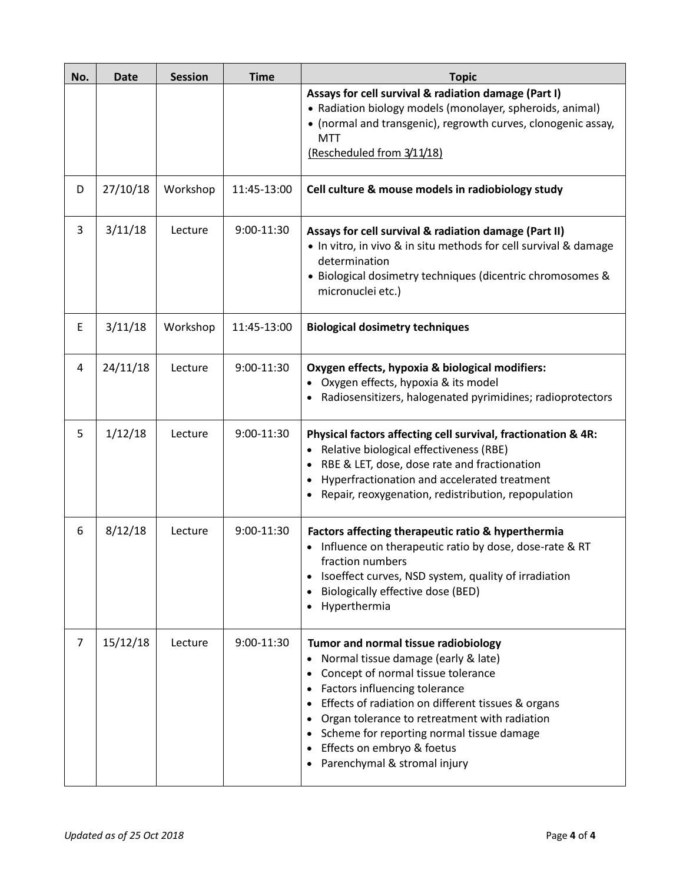| No. | Date | Session | Time | Topic |
| --- | --- | --- | --- | --- |
| | | | | **Assays for cell survival & radiation damage (Part I)**<br>• Radiation biology models (monolayer, spheroids, animal)<br>• (normal and transgenic), regrowth curves, clonogenic assay, MTT<br>(Rescheduled from 3/11/18) |
| D | 27/10/18 | Workshop | 11:45-13:00 | **Cell culture & mouse models in radiobiology study** |
| 3 | 3/11/18 | Lecture | 9:00-11:30 | **Assays for cell survival & radiation damage (Part II)**<br>• In vitro, in vivo & in situ methods for cell survival & damage determination<br>• Biological dosimetry techniques (dicentric chromosomes & micronuclei etc.) |
| E | 3/11/18 | Workshop | 11:45-13:00 | **Biological dosimetry techniques** |
| 4 | 24/11/18 | Lecture | 9:00-11:30 | **Oxygen effects, hypoxia & biological modifiers:**<br>• Oxygen effects, hypoxia & its model<br>• Radiosensitizers, halogenated pyrimidines; radioprotectors |
| 5 | 1/12/18 | Lecture | 9:00-11:30 | **Physical factors affecting cell survival, fractionation & 4R:**<br>• Relative biological effectiveness (RBE)<br>• RBE & LET, dose, dose rate and fractionation<br>• Hyperfractionation and accelerated treatment<br>• Repair, reoxygenation, redistribution, repopulation |
| 6 | 8/12/18 | Lecture | 9:00-11:30 | **Factors affecting therapeutic ratio & hyperthermia**<br>• Influence on therapeutic ratio by dose, dose-rate & RT fraction numbers<br>• Isoeffect curves, NSD system, quality of irradiation<br>• Biologically effective dose (BED)<br>• Hyperthermia |
| 7 | 15/12/18 | Lecture | 9:00-11:30 | **Tumor and normal tissue radiobiology**<br>• Normal tissue damage (early & late)<br>• Concept of normal tissue tolerance<br>• Factors influencing tolerance<br>• Effects of radiation on different tissues & organs<br>• Organ tolerance to retreatment with radiation<br>• Scheme for reporting normal tissue damage<br>• Effects on embryo & foetus<br>• Parenchymal & stromal injury |

*Updated as of 25 Oct 2018*